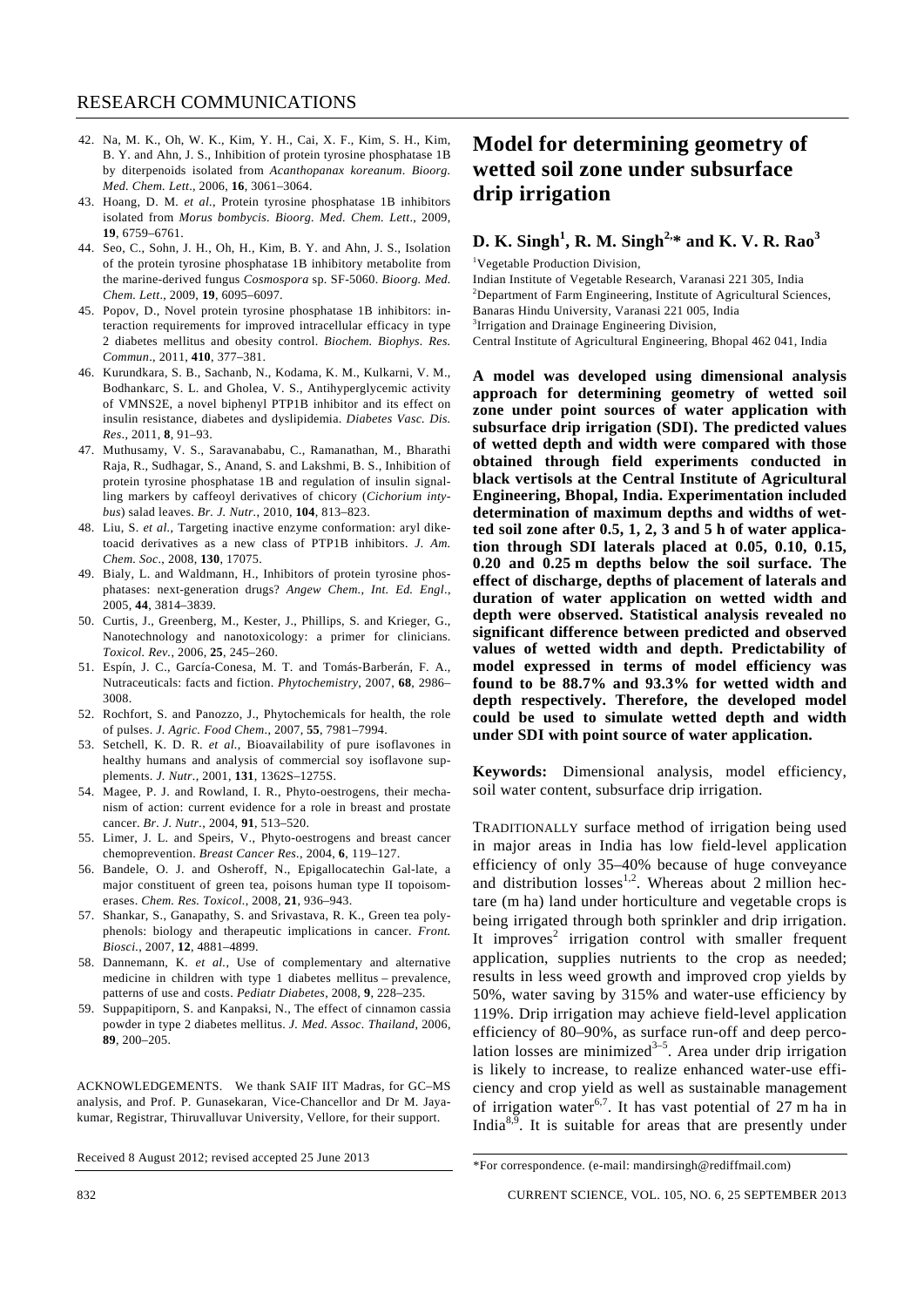42. Na, M. K., Oh, W. K., Kim, Y. H., Cai, X. F., Kim, S. H., Kim, B. Y. and Ahn, J. S., Inhibition of protein tyrosine phosphatase 1B by diterpenoids isolated from *Acanthopanax koreanum*. *Bioorg. Med. Chem. Lett.*, 2006, **16**, 3061–3064.
43. Hoang, D. M. *et al.*, Protein tyrosine phosphatase 1B inhibitors isolated from *Morus bombycis*. *Bioorg. Med. Chem. Lett.*, 2009, **19**, 6759–6761.
44. Seo, C., Sohn, J. H., Oh, H., Kim, B. Y. and Ahn, J. S., Isolation of the protein tyrosine phosphatase 1B inhibitory metabolite from the marine-derived fungus *Cosmospora* sp. SF-5060. *Bioorg. Med. Chem. Lett.*, 2009, **19**, 6095–6097.
45. Popov, D., Novel protein tyrosine phosphatase 1B inhibitors: interaction requirements for improved intracellular efficacy in type 2 diabetes mellitus and obesity control. *Biochem. Biophys. Res. Commun.*, 2011, **410**, 377–381.
46. Kurundkara, S. B., Sachanb, N., Kodama, K. M., Kulkarni, V. M., Bodhankarc, S. L. and Gholea, V. S., Antihyperglycemic activity of VMNS2E, a novel biphenyl PTP1B inhibitor and its effect on insulin resistance, diabetes and dyslipidemia. *Diabetes Vasc. Dis. Res.*, 2011, **8**, 91–93.
47. Muthusamy, V. S., Saravanababu, C., Ramanathan, M., Bharathi Raja, R., Sudhagar, S., Anand, S. and Lakshmi, B. S., Inhibition of protein tyrosine phosphatase 1B and regulation of insulin signalling markers by caffeoyl derivatives of chicory (*Cichorium intybus*) salad leaves. *Br. J. Nutr.*, 2010, **104**, 813–823.
48. Liu, S. *et al.*, Targeting inactive enzyme conformation: aryl diketoacid derivatives as a new class of PTP1B inhibitors. *J. Am. Chem. Soc.*, 2008, **130**, 17075.
49. Bialy, L. and Waldmann, H., Inhibitors of protein tyrosine phosphatases: next-generation drugs? *Angew Chem., Int. Ed. Engl.*, 2005, **44**, 3814–3839.
50. Curtis, J., Greenberg, M., Kester, J., Phillips, S. and Krieger, G., Nanotechnology and nanotoxicology: a primer for clinicians. *Toxicol. Rev.*, 2006, **25**, 245–260.
51. Espín, J. C., García-Conesa, M. T. and Tomás-Barberán, F. A., Nutraceuticals: facts and fiction. *Phytochemistry*, 2007, **68**, 2986–3008.
52. Rochfort, S. and Panozzo, J., Phytochemicals for health, the role of pulses. *J. Agric. Food Chem.*, 2007, **55**, 7981–7994.
53. Setchell, K. D. R. *et al.*, Bioavailability of pure isoflavones in healthy humans and analysis of commercial soy isoflavone supplements. *J. Nutr.*, 2001, **131**, 1362S–1275S.
54. Magee, P. J. and Rowland, I. R., Phyto-oestrogens, their mechanism of action: current evidence for a role in breast and prostate cancer. *Br. J. Nutr.*, 2004, **91**, 513–520.
55. Limer, J. L. and Speirs, V., Phyto-oestrogens and breast cancer chemoprevention. *Breast Cancer Res.*, 2004, **6**, 119–127.
56. Bandele, O. J. and Osheroff, N., Epigallocatechin Gal-late, a major constituent of green tea, poisons human type II topoisomerases. *Chem. Res. Toxicol.*, 2008, **21**, 936–943.
57. Shankar, S., Ganapathy, S. and Srivastava, R. K., Green tea polyphenols: biology and therapeutic implications in cancer. *Front. Biosci.*, 2007, **12**, 4881–4899.
58. Dannemann, K. *et al.*, Use of complementary and alternative medicine in children with type 1 diabetes mellitus – prevalence, patterns of use and costs. *Pediatr Diabetes*, 2008, **9**, 228–235.
59. Suppapitiporn, S. and Kanpaksi, N., The effect of cinnamon cassia powder in type 2 diabetes mellitus. *J. Med. Assoc. Thailand*, 2006, **89**, 200–205.

ACKNOWLEDGEMENTS. We thank SAIF IIT Madras, for GC–MS analysis, and Prof. P. Gunasekaran, Vice-Chancellor and Dr M. Jayakumar, Registrar, Thiruvalluvar University, Vellore, for their support.

Received 8 August 2012; revised accepted 25 June 2013

# Model for determining geometry of wetted soil zone under subsurface drip irrigation

**D. K. Singh[1], R. M. Singh[2,*] and K. V. R. Rao[3]**

[1]Vegetable Production Division,
Indian Institute of Vegetable Research, Varanasi 221 305, India
[2]Department of Farm Engineering, Institute of Agricultural Sciences,
Banaras Hindu University, Varanasi 221 005, India
[3]Irrigation and Drainage Engineering Division,
Central Institute of Agricultural Engineering, Bhopal 462 041, India

**A model was developed using dimensional analysis approach for determining geometry of wetted soil zone under point sources of water application with subsurface drip irrigation (SDI). The predicted values of wetted depth and width were compared with those obtained through field experiments conducted in black vertisols at the Central Institute of Agricultural Engineering, Bhopal, India. Experimentation included determination of maximum depths and widths of wetted soil zone after 0.5, 1, 2, 3 and 5 h of water application through SDI laterals placed at 0.05, 0.10, 0.15, 0.20 and 0.25 m depths below the soil surface. The effect of discharge, depths of placement of laterals and duration of water application on wetted width and depth were observed. Statistical analysis revealed no significant difference between predicted and observed values of wetted width and depth. Predictability of model expressed in terms of model efficiency was found to be 88.7% and 93.3% for wetted width and depth respectively. Therefore, the developed model could be used to simulate wetted depth and width under SDI with point source of water application.**

**Keywords:** Dimensional analysis, model efficiency, soil water content, subsurface drip irrigation.

TRADITIONALLY surface method of irrigation being used in major areas in India has low field-level application efficiency of only 35–40% because of huge conveyance and distribution losses[1,2]. Whereas about 2 million hectare (m ha) land under horticulture and vegetable crops is being irrigated through both sprinkler and drip irrigation. It improves[2] irrigation control with smaller frequent application, supplies nutrients to the crop as needed; results in less weed growth and improved crop yields by 50%, water saving by 315% and water-use efficiency by 119%. Drip irrigation may achieve field-level application efficiency of 80–90%, as surface run-off and deep percolation losses are minimized[3–5]. Area under drip irrigation is likely to increase, to realize enhanced water-use efficiency and crop yield as well as sustainable management of irrigation water[6,7]. It has vast potential of 27 m ha in India[8,9]. It is suitable for areas that are presently under

*For correspondence. (e-mail: mandirsingh@rediffmail.com)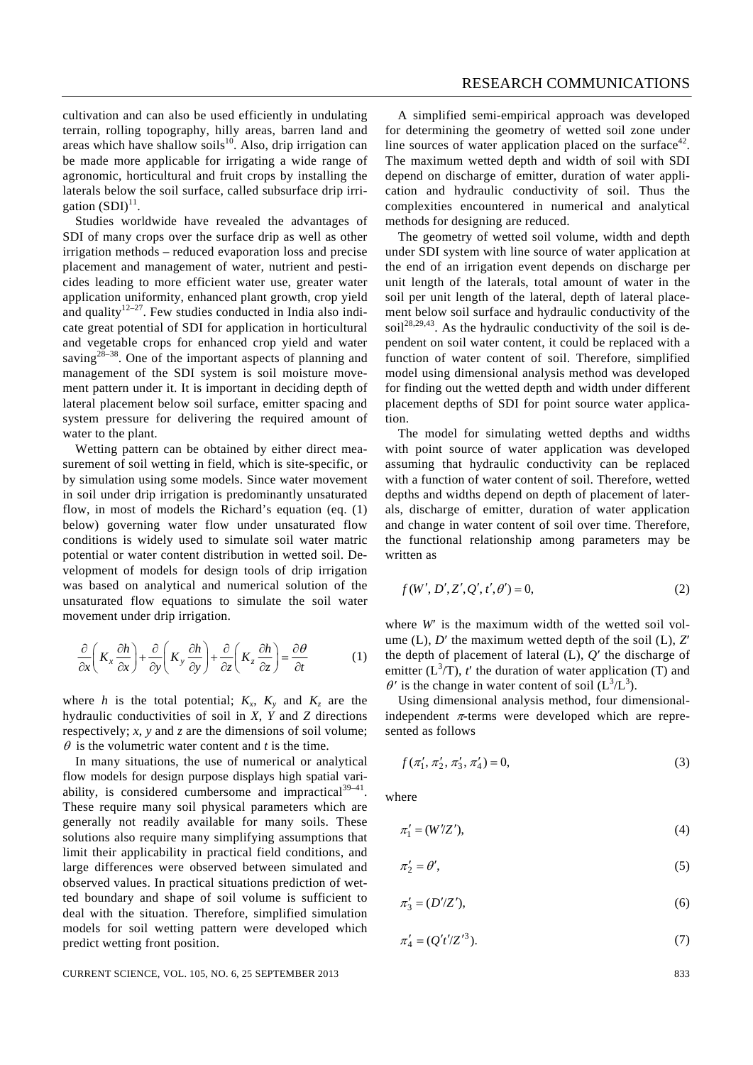cultivation and can also be used efficiently in undulating terrain, rolling topography, hilly areas, barren land and areas which have shallow soils[10]. Also, drip irrigation can be made more applicable for irrigating a wide range of agronomic, horticultural and fruit crops by installing the laterals below the soil surface, called subsurface drip irrigation (SDI)[11].

Studies worldwide have revealed the advantages of SDI of many crops over the surface drip as well as other irrigation methods – reduced evaporation loss and precise placement and management of water, nutrient and pesticides leading to more efficient water use, greater water application uniformity, enhanced plant growth, crop yield and quality[12–27]. Few studies conducted in India also indicate great potential of SDI for application in horticultural and vegetable crops for enhanced crop yield and water saving[28–38]. One of the important aspects of planning and management of the SDI system is soil moisture movement pattern under it. It is important in deciding depth of lateral placement below soil surface, emitter spacing and system pressure for delivering the required amount of water to the plant.

Wetting pattern can be obtained by either direct measurement of soil wetting in field, which is site-specific, or by simulation using some models. Since water movement in soil under drip irrigation is predominantly unsaturated flow, in most of models the Richard's equation (eq. (1) below) governing water flow under unsaturated flow conditions is widely used to simulate soil water matric potential or water content distribution in wetted soil. Development of models for design tools of drip irrigation was based on analytical and numerical solution of the unsaturated flow equations to simulate the soil water movement under drip irrigation.

$$\frac{\partial}{\partial x}\left(K_x \frac{\partial h}{\partial x}\right)+\frac{\partial}{\partial y}\left(K_y \frac{\partial h}{\partial y}\right)+\frac{\partial}{\partial z}\left(K_z \frac{\partial h}{\partial z}\right)=\frac{\partial \theta}{\partial t} \tag{1}$$

where $h$ is the total potential; $K_x$, $K_y$ and $K_z$ are the hydraulic conductivities of soil in $X$, $Y$ and $Z$ directions respectively; $x$, $y$ and $z$ are the dimensions of soil volume; $\theta$ is the volumetric water content and $t$ is the time.

In many situations, the use of numerical or analytical flow models for design purpose displays high spatial variability, is considered cumbersome and impractical[39–41]. These require many soil physical parameters which are generally not readily available for many soils. These solutions also require many simplifying assumptions that limit their applicability in practical field conditions, and large differences were observed between simulated and observed values. In practical situations prediction of wetted boundary and shape of soil volume is sufficient to deal with the situation. Therefore, simplified simulation models for soil wetting pattern were developed which predict wetting front position.

A simplified semi-empirical approach was developed for determining the geometry of wetted soil zone under line sources of water application placed on the surface[42]. The maximum wetted depth and width of soil with SDI depend on discharge of emitter, duration of water application and hydraulic conductivity of soil. Thus the complexities encountered in numerical and analytical methods for designing are reduced.

The geometry of wetted soil volume, width and depth under SDI system with line source of water application at the end of an irrigation event depends on discharge per unit length of the laterals, total amount of water in the soil per unit length of the lateral, depth of lateral placement below soil surface and hydraulic conductivity of the soil[28,29,43]. As the hydraulic conductivity of the soil is dependent on soil water content, it could be replaced with a function of water content of soil. Therefore, simplified model using dimensional analysis method was developed for finding out the wetted depth and width under different placement depths of SDI for point source water application.

The model for simulating wetted depths and widths with point source of water application was developed assuming that hydraulic conductivity can be replaced with a function of water content of soil. Therefore, wetted depths and widths depend on depth of placement of laterals, discharge of emitter, duration of water application and change in water content of soil over time. Therefore, the functional relationship among parameters may be written as

$$f(W', D', Z', Q', t', \theta') = 0, \tag{2}$$

where $W'$ is the maximum width of the wetted soil volume (L), $D'$ the maximum wetted depth of the soil (L), $Z'$ the depth of placement of lateral (L), $Q'$ the discharge of emitter ($L^3/T$), $t'$ the duration of water application (T) and $\theta'$ is the change in water content of soil ($L^3/L^3$).

Using dimensional analysis method, four dimensional-independent $\pi$-terms were developed which are represented as follows

$$f(\pi_1', \pi_2', \pi_3', \pi_4') = 0, \tag{3}$$

where

$$\pi_1' = (W'/Z'), \tag{4}$$

$$\pi_2' = \theta', \tag{5}$$

$$\pi_3' = (D'/Z'), \tag{6}$$

$$\pi_4' = (Q't'/Z'^3). \tag{7}$$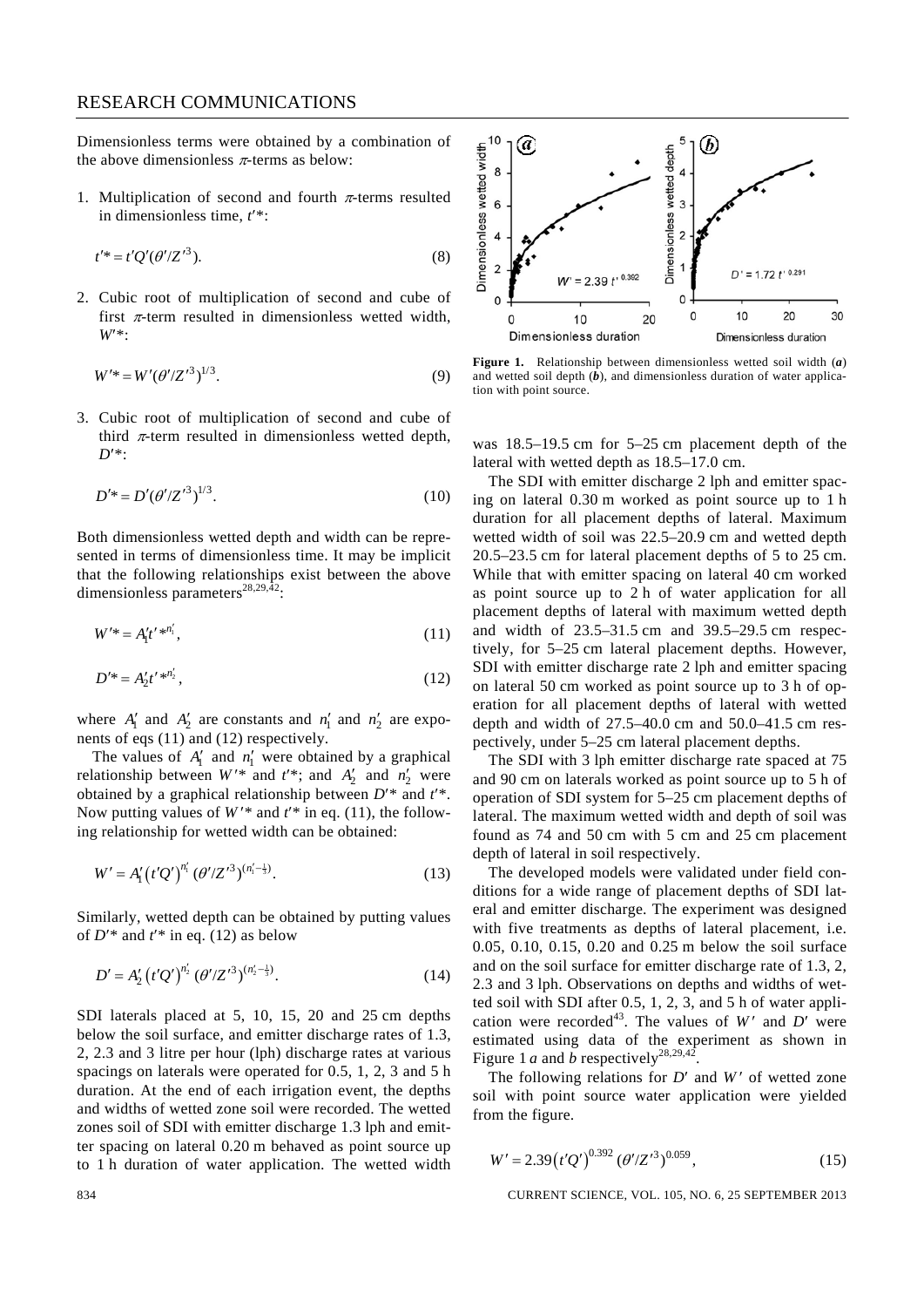Dimensionless terms were obtained by a combination of the above dimensionless $\pi$-terms as below:

1. Multiplication of second and fourth $\pi$-terms resulted in dimensionless time, $t'^*$:

$$t'^* = t'Q'(\theta'/Z'^3). \tag{8}$$

2. Cubic root of multiplication of second and cube of first $\pi$-term resulted in dimensionless wetted width, $W'^*$:

$$W'^* = W'(\theta'/Z'^3)^{1/3}. \tag{9}$$

3. Cubic root of multiplication of second and cube of third $\pi$-term resulted in dimensionless wetted depth, $D'^*$:

$$D'^* = D'(\theta'/Z'^3)^{1/3}. \tag{10}$$

Both dimensionless wetted depth and width can be represented in terms of dimensionless time. It may be implicit that the following relationships exist between the above dimensionless parameters[28,29,42]:

$$W'^* = A'_1 t'^{*n'_1}, \tag{11}$$

$$D'^* = A'_2 t'^{*n'_2}, \tag{12}$$

where $A'_1$ and $A'_2$ are constants and $n'_1$ and $n'_2$ are exponents of eqs (11) and (12) respectively.

The values of $A'_1$ and $n'_1$ were obtained by a graphical relationship between $W'^*$ and $t'^*$; and $A'_2$ and $n'_2$ were obtained by a graphical relationship between $D'^*$ and $t'^*$. Now putting values of $W'^*$ and $t'^*$ in eq. (11), the following relationship for wetted width can be obtained:

$$W' = A'_1 \left(t'Q'\right)^{n'_1} (\theta'/Z'^3)^{(n'_1 - \frac{1}{3})}. \tag{13}$$

Similarly, wetted depth can be obtained by putting values of $D'^*$ and $t'^*$ in eq. (12) as below

$$D' = A'_2 \left(t'Q'\right)^{n'_2} (\theta'/Z'^3)^{(n'_2 - \frac{1}{3})}. \tag{14}$$

SDI laterals placed at 5, 10, 15, 20 and 25 cm depths below the soil surface, and emitter discharge rates of 1.3, 2, 2.3 and 3 litre per hour (lph) discharge rates at various spacings on laterals were operated for 0.5, 1, 2, 3 and 5 h duration. At the end of each irrigation event, the depths and widths of wetted zone soil were recorded. The wetted zones soil of SDI with emitter discharge 1.3 lph and emitter spacing on lateral 0.20 m behaved as point source up to 1 h duration of water application. The wetted width was 18.5–19.5 cm for 5–25 cm placement depth of the lateral with wetted depth as 18.5–17.0 cm.

**Figure 1.** Relationship between dimensionless wetted soil width (***a***) and wetted soil depth (***b***), and dimensionless duration of water application with point source.

The SDI with emitter discharge 2 lph and emitter spacing on lateral 0.30 m worked as point source up to 1 h duration for all placement depths of lateral. Maximum wetted width of soil was 22.5–20.9 cm and wetted depth 20.5–23.5 cm for lateral placement depths of 5 to 25 cm. While that with emitter spacing on lateral 40 cm worked as point source up to 2 h of water application for all placement depths of lateral with maximum wetted depth and width of 23.5–31.5 cm and 39.5–29.5 cm respectively, for 5–25 cm lateral placement depths. However, SDI with emitter discharge rate 2 lph and emitter spacing on lateral 50 cm worked as point source up to 3 h of operation for all placement depths of lateral with wetted depth and width of 27.5–40.0 cm and 50.0–41.5 cm respectively, under 5–25 cm lateral placement depths.

The SDI with 3 lph emitter discharge rate spaced at 75 and 90 cm on laterals worked as point source up to 5 h of operation of SDI system for 5–25 cm placement depths of lateral. The maximum wetted width and depth of soil was found as 74 and 50 cm with 5 cm and 25 cm placement depth of lateral in soil respectively.

The developed models were validated under field conditions for a wide range of placement depths of SDI lateral and emitter discharge. The experiment was designed with five treatments as depths of lateral placement, i.e. 0.05, 0.10, 0.15, 0.20 and 0.25 m below the soil surface and on the soil surface for emitter discharge rate of 1.3, 2, 2.3 and 3 lph. Observations on depths and widths of wetted soil with SDI after 0.5, 1, 2, 3, and 5 h of water application were recorded[43]. The values of $W'$ and $D'$ were estimated using data of the experiment as shown in Figure 1 *a* and *b* respectively[28,29,42].

The following relations for $D'$ and $W'$ of wetted zone soil with point source water application were yielded from the figure.

$$W' = 2.39\left(t'Q'\right)^{0.392} (\theta'/Z'^3)^{0.059}, \tag{15}$$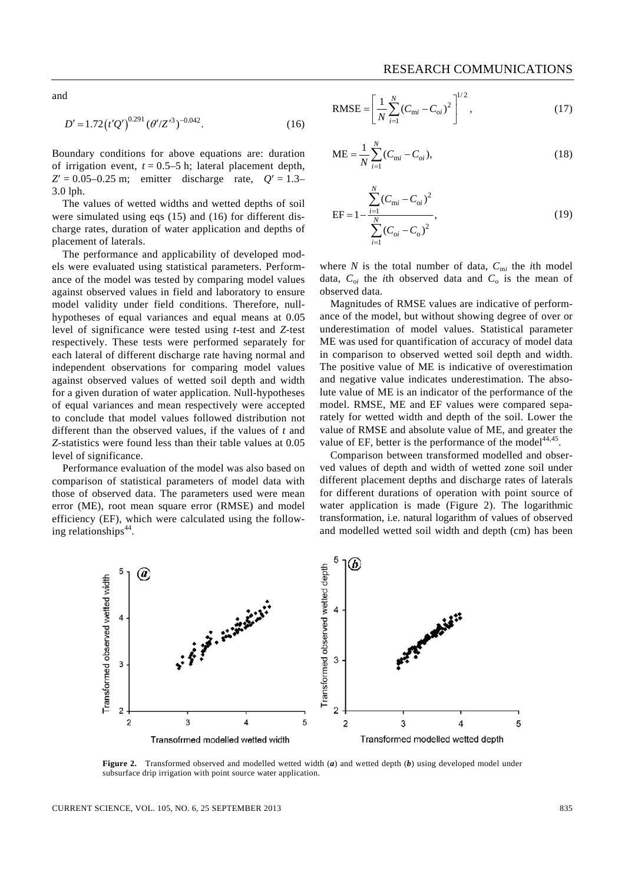and

$$D' = 1.72\left(t'Q'\right)^{0.291}\left(\theta'/Z'^{3}\right)^{-0.042}. \tag{16}$$

Boundary conditions for above equations are: duration of irrigation event, $t = 0.5$–$5$ h; lateral placement depth, $Z' = 0.05$–$0.25$ m; emitter discharge rate, $Q' = 1.3$–$3.0$ lph.

The values of wetted widths and wetted depths of soil were simulated using eqs (15) and (16) for different discharge rates, duration of water application and depths of placement of laterals.

The performance and applicability of developed models were evaluated using statistical parameters. Performance of the model was tested by comparing model values against observed values in field and laboratory to ensure model validity under field conditions. Therefore, null-hypotheses of equal variances and equal means at 0.05 level of significance were tested using $t$-test and $Z$-test respectively. These tests were performed separately for each lateral of different discharge rate having normal and independent observations for comparing model values against observed values of wetted soil depth and width for a given duration of water application. Null-hypotheses of equal variances and mean respectively were accepted to conclude that model values followed distribution not different than the observed values, if the values of $t$ and $Z$-statistics were found less than their table values at 0.05 level of significance.

Performance evaluation of the model was also based on comparison of statistical parameters of model data with those of observed data. The parameters used were mean error (ME), root mean square error (RMSE) and model efficiency (EF), which were calculated using the following relationships[44].

$$\text{RMSE} = \left[\frac{1}{N}\sum_{i=1}^{N}(C_{\text{m}i} - C_{\text{o}i})^2\right]^{1/2}, \tag{17}$$

$$\text{ME} = \frac{1}{N}\sum_{i=1}^{N}(C_{\text{m}i} - C_{\text{o}i}), \tag{18}$$

$$\text{EF} = 1 - \frac{\sum_{i=1}^{N}(C_{\text{m}i} - C_{\text{o}i})^2}{\sum_{i=1}^{N}(C_{\text{o}i} - C_{\text{o}})^2}, \tag{19}$$

where $N$ is the total number of data, $C_{\text{m}i}$ the $i$th model data, $C_{\text{o}i}$ the $i$th observed data and $C_{\text{o}}$ is the mean of observed data.

Magnitudes of RMSE values are indicative of performance of the model, but without showing degree of over or underestimation of model values. Statistical parameter ME was used for quantification of accuracy of model data in comparison to observed wetted soil depth and width. The positive value of ME is indicative of overestimation and negative value indicates underestimation. The absolute value of ME is an indicator of the performance of the model. RMSE, ME and EF values were compared separately for wetted width and depth of the soil. Lower the value of RMSE and absolute value of ME, and greater the value of EF, better is the performance of the model[44,45].

Comparison between transformed modelled and observed values of depth and width of wetted zone soil under different placement depths and discharge rates of laterals for different durations of operation with point source of water application is made (Figure 2). The logarithmic transformation, i.e. natural logarithm of values of observed and modelled wetted soil width and depth (cm) has been

**Figure 2.** Transformed observed and modelled wetted width (***a***) and wetted depth (***b***) using developed model under subsurface drip irrigation with point source water application.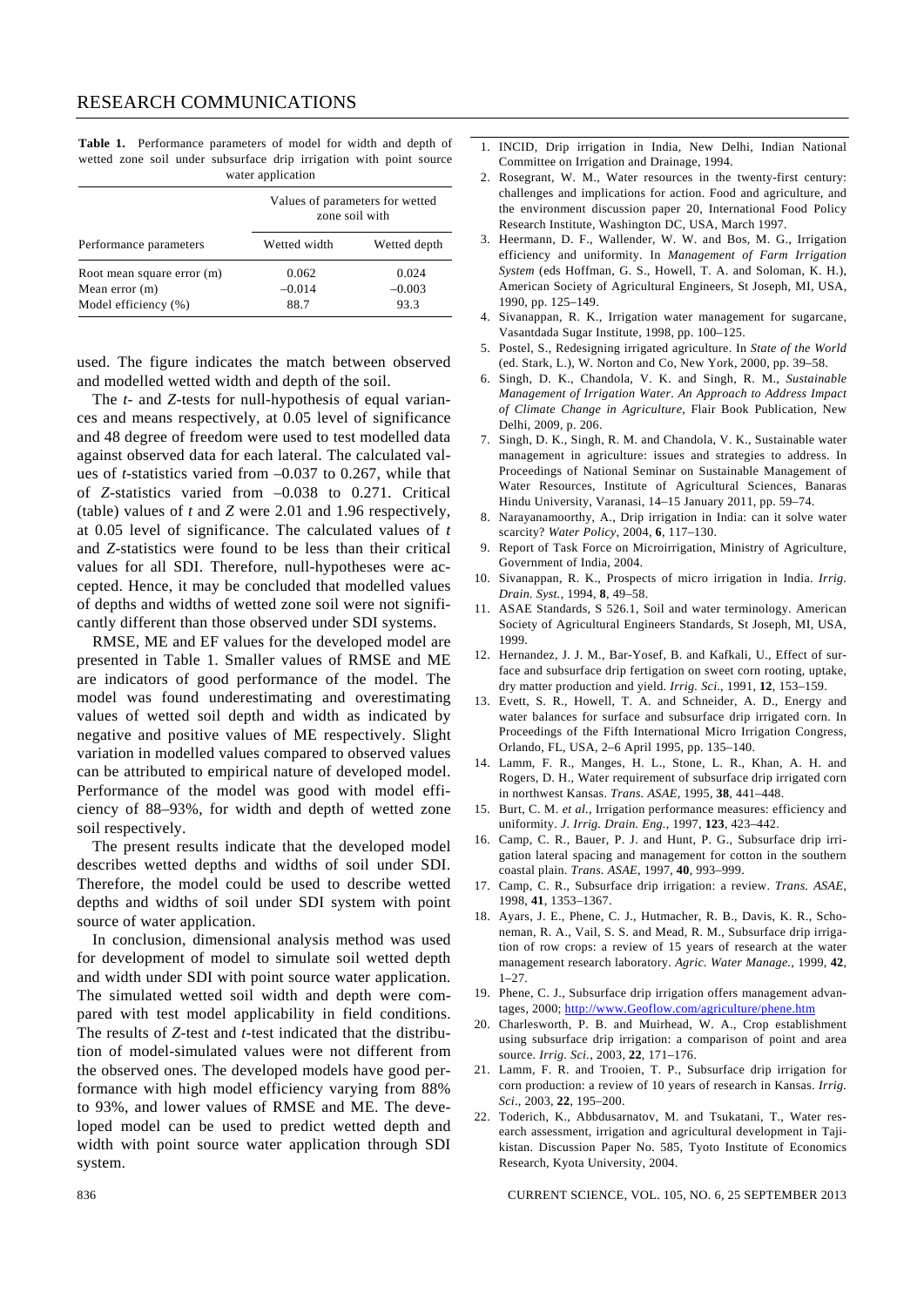**Table 1.** Performance parameters of model for width and depth of wetted zone soil under subsurface drip irrigation with point source water application

| Performance parameters | Values of parameters for wetted zone soil with | |
|---|---|---|
| | Wetted width | Wetted depth |
| Root mean square error (m) | 0.062 | 0.024 |
| Mean error (m) | –0.014 | –0.003 |
| Model efficiency (%) | 88.7 | 93.3 |

used. The figure indicates the match between observed and modelled wetted width and depth of the soil.

The *t*- and *Z*-tests for null-hypothesis of equal variances and means respectively, at 0.05 level of significance and 48 degree of freedom were used to test modelled data against observed data for each lateral. The calculated values of *t*-statistics varied from –0.037 to 0.267, while that of *Z*-statistics varied from –0.038 to 0.271. Critical (table) values of *t* and *Z* were 2.01 and 1.96 respectively, at 0.05 level of significance. The calculated values of *t* and *Z*-statistics were found to be less than their critical values for all SDI. Therefore, null-hypotheses were accepted. Hence, it may be concluded that modelled values of depths and widths of wetted zone soil were not significantly different than those observed under SDI systems.

RMSE, ME and EF values for the developed model are presented in Table 1. Smaller values of RMSE and ME are indicators of good performance of the model. The model was found underestimating and overestimating values of wetted soil depth and width as indicated by negative and positive values of ME respectively. Slight variation in modelled values compared to observed values can be attributed to empirical nature of developed model. Performance of the model was good with model efficiency of 88–93%, for width and depth of wetted zone soil respectively.

The present results indicate that the developed model describes wetted depths and widths of soil under SDI. Therefore, the model could be used to describe wetted depths and widths of soil under SDI system with point source of water application.

In conclusion, dimensional analysis method was used for development of model to simulate soil wetted depth and width under SDI with point source water application. The simulated wetted soil width and depth were compared with test model applicability in field conditions. The results of *Z*-test and *t*-test indicated that the distribution of model-simulated values were not different from the observed ones. The developed models have good performance with high model efficiency varying from 88% to 93%, and lower values of RMSE and ME. The developed model can be used to predict wetted depth and width with point source water application through SDI system.

1. INCID, Drip irrigation in India, New Delhi, Indian National Committee on Irrigation and Drainage, 1994.
2. Rosegrant, W. M., Water resources in the twenty-first century: challenges and implications for action. Food and agriculture, and the environment discussion paper 20, International Food Policy Research Institute, Washington DC, USA, March 1997.
3. Heermann, D. F., Wallender, W. W. and Bos, M. G., Irrigation efficiency and uniformity. In *Management of Farm Irrigation System* (eds Hoffman, G. S., Howell, T. A. and Soloman, K. H.), American Society of Agricultural Engineers, St Joseph, MI, USA, 1990, pp. 125–149.
4. Sivanappan, R. K., Irrigation water management for sugarcane, Vasantdada Sugar Institute, 1998, pp. 100–125.
5. Postel, S., Redesigning irrigated agriculture. In *State of the World* (ed. Stark, L.), W. Norton and Co, New York, 2000, pp. 39–58.
6. Singh, D. K., Chandola, V. K. and Singh, R. M., *Sustainable Management of Irrigation Water. An Approach to Address Impact of Climate Change in Agriculture*, Flair Book Publication, New Delhi, 2009, p. 206.
7. Singh, D. K., Singh, R. M. and Chandola, V. K., Sustainable water management in agriculture: issues and strategies to address. In Proceedings of National Seminar on Sustainable Management of Water Resources, Institute of Agricultural Sciences, Banaras Hindu University, Varanasi, 14–15 January 2011, pp. 59–74.
8. Narayanamoorthy, A., Drip irrigation in India: can it solve water scarcity? *Water Policy*, 2004, **6**, 117–130.
9. Report of Task Force on Microirrigation, Ministry of Agriculture, Government of India, 2004.
10. Sivanappan, R. K., Prospects of micro irrigation in India. *Irrig. Drain. Syst.*, 1994, **8**, 49–58.
11. ASAE Standards, S 526.1, Soil and water terminology. American Society of Agricultural Engineers Standards, St Joseph, MI, USA, 1999.
12. Hernandez, J. J. M., Bar-Yosef, B. and Kafkali, U., Effect of surface and subsurface drip fertigation on sweet corn rooting, uptake, dry matter production and yield. *Irrig. Sci.*, 1991, **12**, 153–159.
13. Evett, S. R., Howell, T. A. and Schneider, A. D., Energy and water balances for surface and subsurface drip irrigated corn. In Proceedings of the Fifth International Micro Irrigation Congress, Orlando, FL, USA, 2–6 April 1995, pp. 135–140.
14. Lamm, F. R., Manges, H. L., Stone, L. R., Khan, A. H. and Rogers, D. H., Water requirement of subsurface drip irrigated corn in northwest Kansas. *Trans. ASAE*, 1995, **38**, 441–448.
15. Burt, C. M. *et al.*, Irrigation performance measures: efficiency and uniformity. *J. Irrig. Drain. Eng.*, 1997, **123**, 423–442.
16. Camp, C. R., Bauer, P. J. and Hunt, P. G., Subsurface drip irrigation lateral spacing and management for cotton in the southern coastal plain. *Trans. ASAE*, 1997, **40**, 993–999.
17. Camp, C. R., Subsurface drip irrigation: a review. *Trans. ASAE*, 1998, **41**, 1353–1367.
18. Ayars, J. E., Phene, C. J., Hutmacher, R. B., Davis, K. R., Schoneman, R. A., Vail, S. S. and Mead, R. M., Subsurface drip irrigation of row crops: a review of 15 years of research at the water management research laboratory. *Agric. Water Manage.*, 1999, **42**, 1–27.
19. Phene, C. J., Subsurface drip irrigation offers management advantages, 2000; http://www.Geoflow.com/agriculture/phene.htm
20. Charlesworth, P. B. and Muirhead, W. A., Crop establishment using subsurface drip irrigation: a comparison of point and area source. *Irrig. Sci.*, 2003, **22**, 171–176.
21. Lamm, F. R. and Trooien, T. P., Subsurface drip irrigation for corn production: a review of 10 years of research in Kansas. *Irrig. Sci.*, 2003, **22**, 195–200.
22. Toderich, K., Abbdusarnatov, M. and Tsukatani, T., Water research assessment, irrigation and agricultural development in Tajikistan. Discussion Paper No. 585, Tyoto Institute of Economics Research, Kyota University, 2004.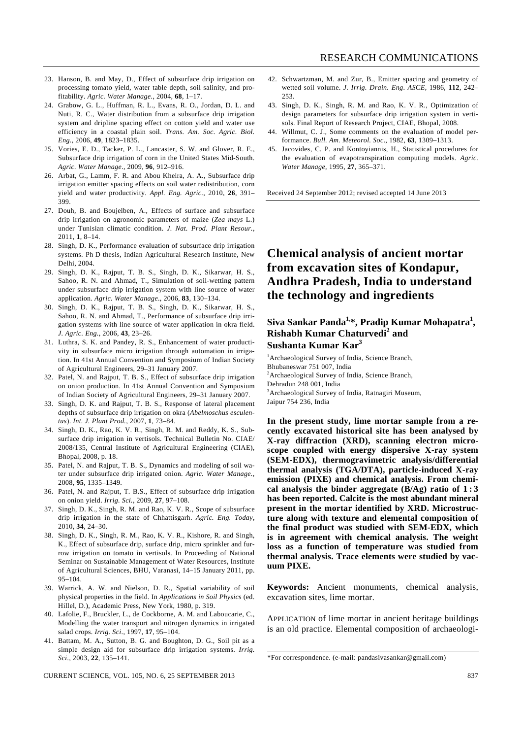23. Hanson, B. and May, D., Effect of subsurface drip irrigation on processing tomato yield, water table depth, soil salinity, and profitability. *Agric. Water Manage.*, 2004, **68**, 1–17.
24. Grabow, G. L., Huffman, R. L., Evans, R. O., Jordan, D. L. and Nuti, R. C., Water distribution from a subsurface drip irrigation system and dripline spacing effect on cotton yield and water use efficiency in a coastal plain soil. *Trans. Am. Soc. Agric. Biol. Eng.*, 2006, **49**, 1823–1835.
25. Vories, E. D., Tacker, P. L., Lancaster, S. W. and Glover, R. E., Subsurface drip irrigation of corn in the United States Mid-South. *Agric. Water Manage.*, 2009, **96**, 912–916.
26. Arbat, G., Lamm, F. R. and Abou Kheira, A. A., Subsurface drip irrigation emitter spacing effects on soil water redistribution, corn yield and water productivity. *Appl. Eng. Agric.*, 2010, **26**, 391–399.
27. Douh, B. and Boujelben, A., Effects of surface and subsurface drip irrigation on agronomic parameters of maize (*Zea mays* L.) under Tunisian climatic condition. *J. Nat. Prod. Plant Resour.*, 2011, **1**, 8–14.
28. Singh, D. K., Performance evaluation of subsurface drip irrigation systems. Ph D thesis, Indian Agricultural Research Institute, New Delhi, 2004.
29. Singh, D. K., Rajput, T. B. S., Singh, D. K., Sikarwar, H. S., Sahoo, R. N. and Ahmad, T., Simulation of soil-wetting pattern under subsurface drip irrigation system with line source of water application. *Agric. Water Manage.*, 2006, **83**, 130–134.
30. Singh, D. K., Rajput, T. B. S., Singh, D. K., Sikarwar, H. S., Sahoo, R. N. and Ahmad, T., Performance of subsurface drip irrigation systems with line source of water application in okra field. *J. Agric. Eng.*, 2006, **43**, 23–26.
31. Luthra, S. K. and Pandey, R. S., Enhancement of water productivity in subsurface micro irrigation through automation in irrigation. In 41st Annual Convention and Symposium of Indian Society of Agricultural Engineers, 29–31 January 2007.
32. Patel, N. and Rajput, T. B. S., Effect of subsurface drip irrigation on onion production. In 41st Annual Convention and Symposium of Indian Society of Agricultural Engineers, 29–31 January 2007.
33. Singh, D. K. and Rajput, T. B. S., Response of lateral placement depths of subsurface drip irrigation on okra (*Abelmoschus esculentus*). *Int. J. Plant Prod.*, 2007, **1**, 73–84.
34. Singh, D. K., Rao, K. V. R., Singh, R. M. and Reddy, K. S., Subsurface drip irrigation in vertisols. Technical Bulletin No. CIAE/2008/135, Central Institute of Agricultural Engineering (CIAE), Bhopal, 2008, p. 18.
35. Patel, N. and Rajput, T. B. S., Dynamics and modeling of soil water under subsurface drip irrigated onion. *Agric. Water Manage.*, 2008, **95**, 1335–1349.
36. Patel, N. and Rajput, T. B.S., Effect of subsurface drip irrigation on onion yield. *Irrig. Sci.*, 2009, **27**, 97–108.
37. Singh, D. K., Singh, R. M. and Rao, K. V. R., Scope of subsurface drip irrigation in the state of Chhattisgarh. *Agric. Eng. Today*, 2010, **34**, 24–30.
38. Singh, D. K., Singh, R. M., Rao, K. V. R., Kishore, R. and Singh, K., Effect of subsurface drip, surface drip, micro sprinkler and furrow irrigation on tomato in vertisols. In Proceeding of National Seminar on Sustainable Management of Water Resources, Institute of Agricultural Sciences, BHU, Varanasi, 14–15 January 2011, pp. 95–104.
39. Warrick, A. W. and Nielson, D. R., Spatial variability of soil physical properties in the field. In *Applications in Soil Physics* (ed. Hillel, D.), Academic Press, New York, 1980, p. 319.
40. Lafolie, F., Bruckler, L., de Cockborne, A. M. and Laboucarie, C., Modelling the water transport and nitrogen dynamics in irrigated salad crops. *Irrig. Sci.*, 1997, **17**, 95–104.
41. Battam, M. A., Sutton, B. G. and Boughton, D. G., Soil pit as a simple design aid for subsurface drip irrigation systems. *Irrig. Sci.*, 2003, **22**, 135–141.
42. Schwartzman, M. and Zur, B., Emitter spacing and geometry of wetted soil volume. *J. Irrig. Drain. Eng. ASCE*, 1986, **112**, 242–253.
43. Singh, D. K., Singh, R. M. and Rao, K. V. R., Optimization of design parameters for subsurface drip irrigation system in vertisols. Final Report of Research Project, CIAE, Bhopal, 2008.
44. Willmut, C. J., Some comments on the evaluation of model performance. *Bull. Am. Meteorol. Soc.*, 1982, **63**, 1309–1313.
45. Jacovides, C. P. and Kontoyiannis, H., Statistical procedures for the evaluation of evapotranspiration computing models. *Agric. Water Manage*, 1995, **27**, 365–371.

Received 24 September 2012; revised accepted 14 June 2013

# Chemical analysis of ancient mortar from excavation sites of Kondapur, Andhra Pradesh, India to understand the technology and ingredients

**Siva Sankar Panda[1,]*, Pradip Kumar Mohapatra[1], Rishabh Kumar Chaturvedi[2] and Sushanta Kumar Kar[3]**

[1]Archaeological Survey of India, Science Branch, Bhubaneswar 751 007, India
[2]Archaeological Survey of India, Science Branch, Dehradun 248 001, India
[3]Archaeological Survey of India, Ratnagiri Museum, Jaipur 754 236, India

**In the present study, lime mortar sample from a recently excavated historical site has been analysed by X-ray diffraction (XRD), scanning electron microscope coupled with energy dispersive X-ray system (SEM-EDX), thermogravimetric analysis/differential thermal analysis (TGA/DTA), particle-induced X-ray emission (PIXE) and chemical analysis. From chemical analysis the binder aggregate (B/Ag) ratio of 1 : 3 has been reported. Calcite is the most abundant mineral present in the mortar identified by XRD. Microstructure along with texture and elemental composition of the final product was studied with SEM-EDX, which is in agreement with chemical analysis. The weight loss as a function of temperature was studied from thermal analysis. Trace elements were studied by vacuum PIXE.**

**Keywords:** Ancient monuments, chemical analysis, excavation sites, lime mortar.

APPLICATION of lime mortar in ancient heritage buildings is an old practice. Elemental composition of archaeologi-

*For correspondence. (e-mail: pandasivasankar@gmail.com)